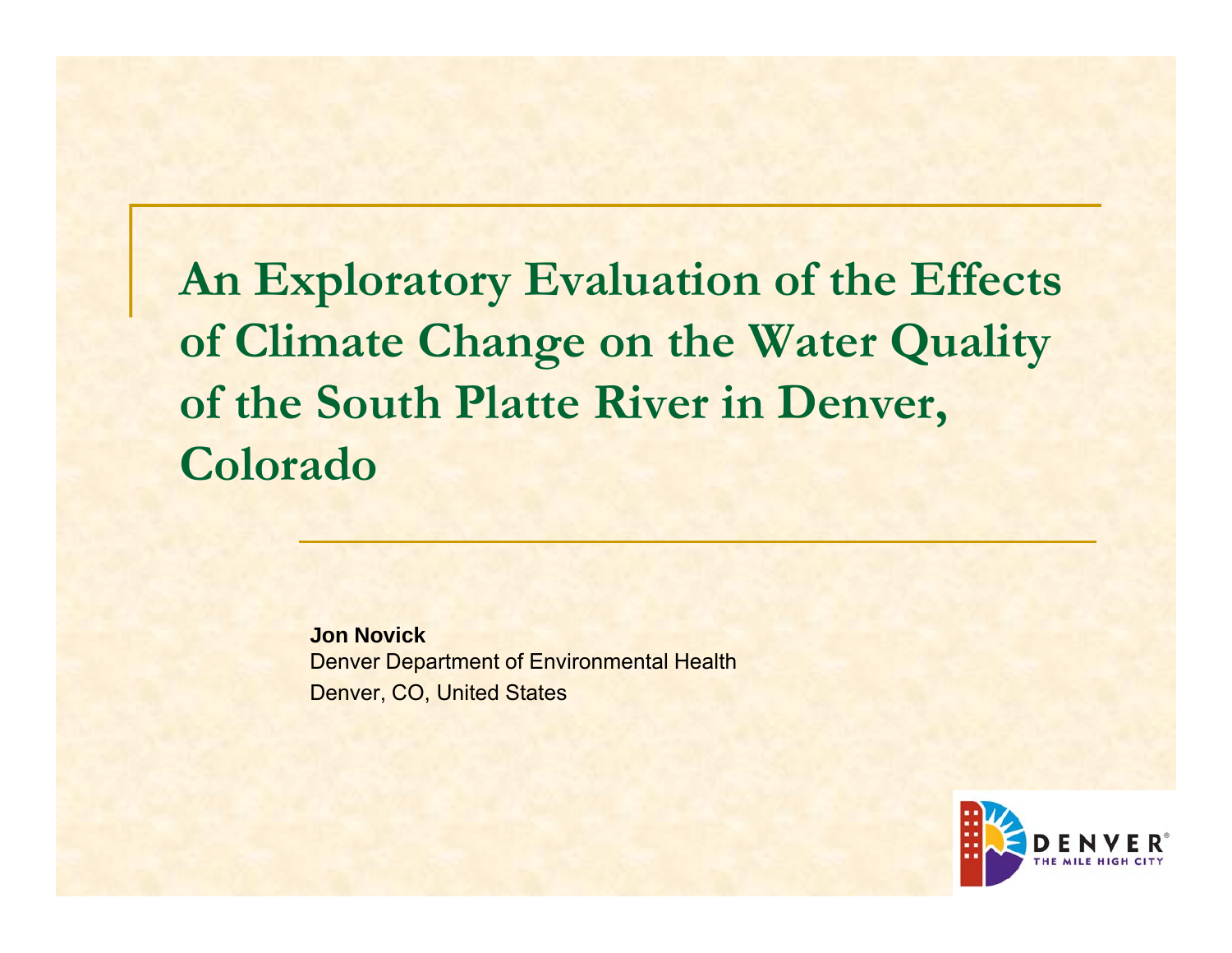# An Exploratory Evaluation of the Effects of Climate Change on the Water Quality of the South Platte River in Denver, Colorado

**Jon Novick**
Denver Department of Environmental Health
Denver, CO, United States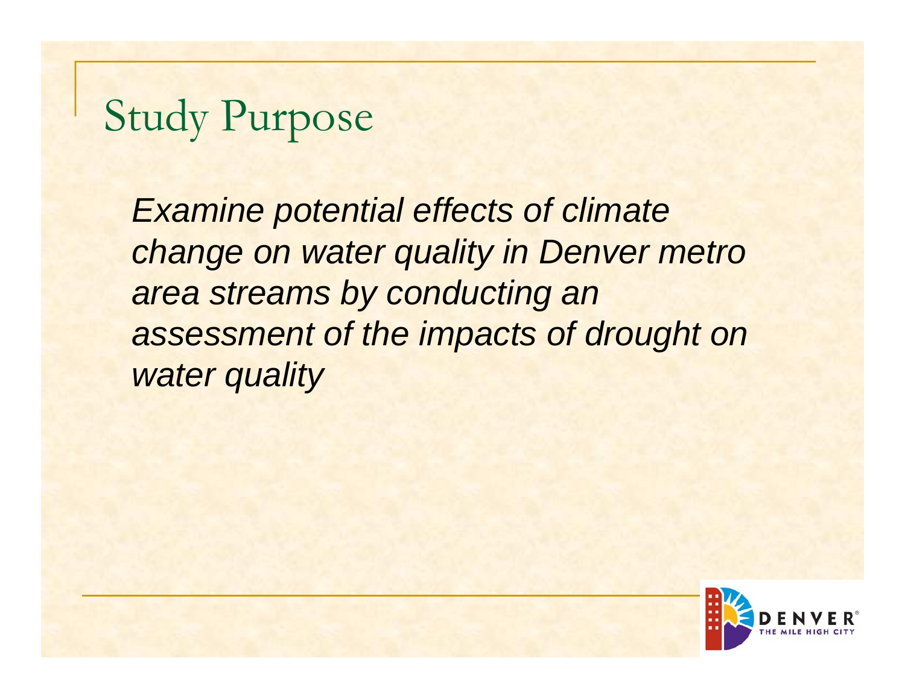# Study Purpose

*Examine potential effects of climate change on water quality in Denver metro area streams by conducting an assessment of the impacts of drought on water quality*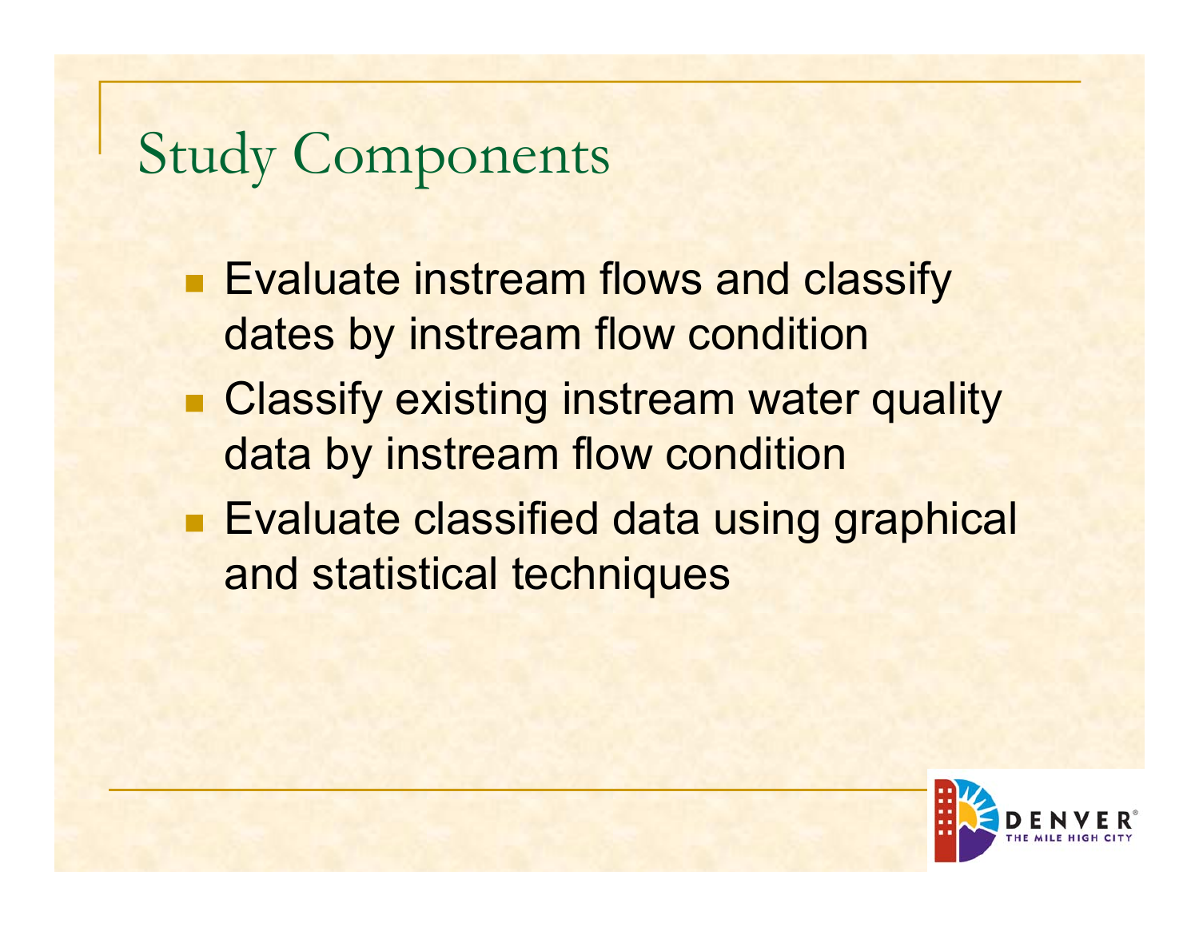# Study Components

- Evaluate instream flows and classify dates by instream flow condition
- Classify existing instream water quality data by instream flow condition
- Evaluate classified data using graphical and statistical techniques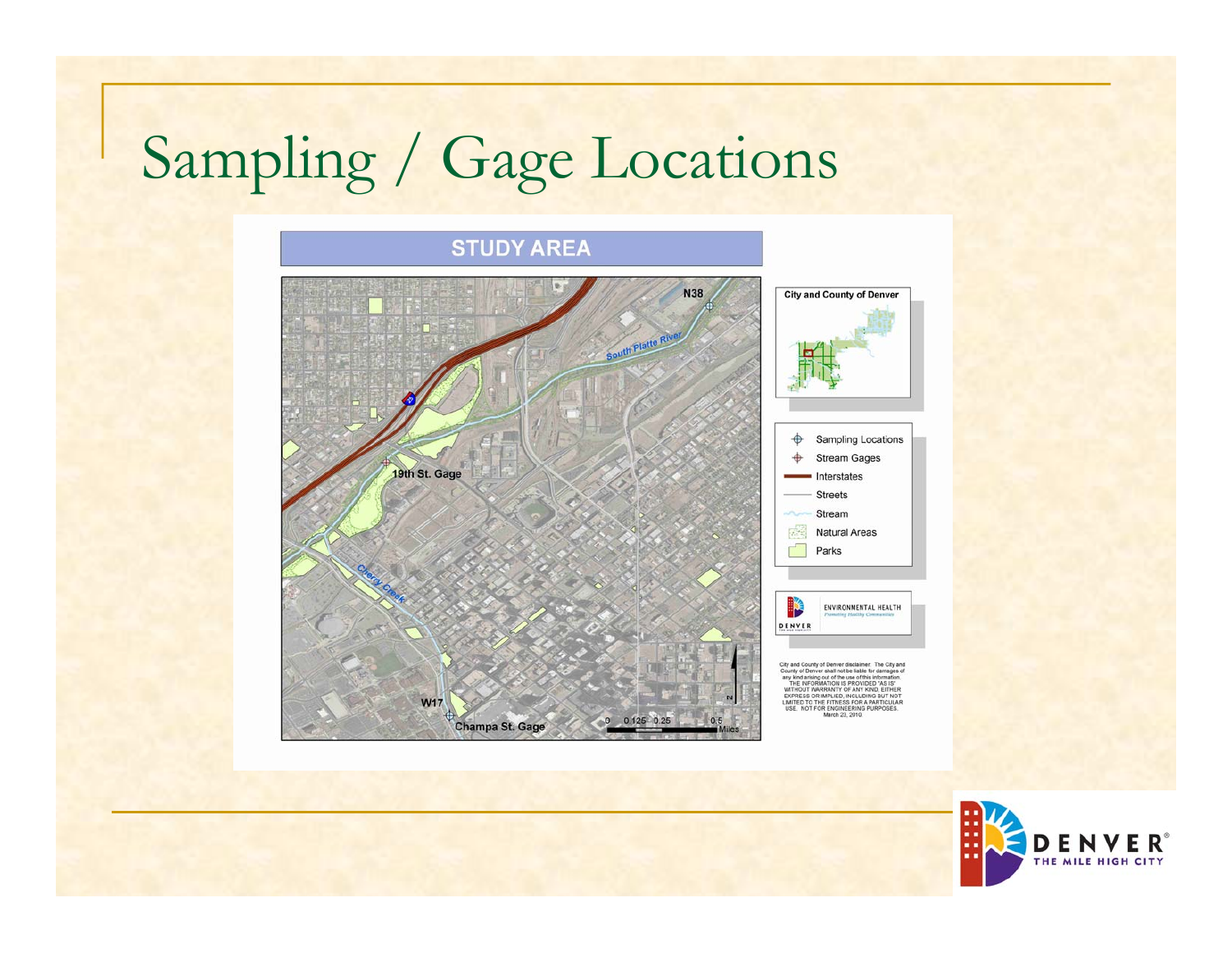# Sampling / Gage Locations

## STUDY AREA

N38

South Platte River

19th St. Gage

Cherry Creek

W17

Champa St. Gage

0 0.125 0.25 0.5 Miles

City and County of Denver

- Sampling Locations
- Stream Gages
- Interstates
- Streets
- Stream
- Natural Areas
- Parks

ENVIRONMENTAL HEALTH
*Promoting Healthy Communities*

DENVER

City and County of Denver disclaimer: The City and County of Denver shall not be liable for damages of any kind arising out of the use of this information. THE INFORMATION IS PROVIDED 'AS IS' WITHOUT WARRANTY OF ANY KIND, EITHER EXPRESS OR IMPLIED, INCLUDING BUT NOT LIMITED TO THE FITNESS FOR A PARTICULAR USE. NOT FOR ENGINEERING PURPOSES. March 23, 2010

DENVER®
THE MILE HIGH CITY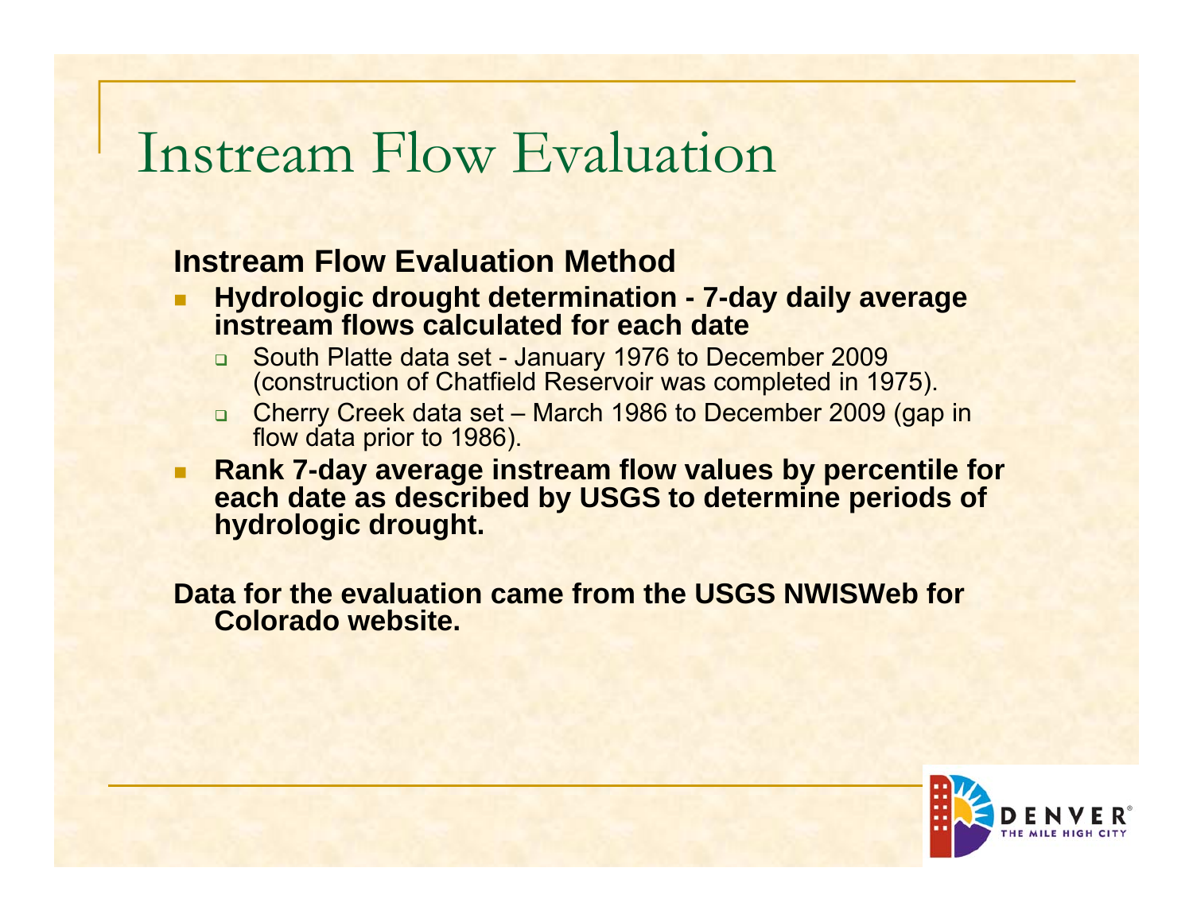# Instream Flow Evaluation

**Instream Flow Evaluation Method**

- **Hydrologic drought determination - 7-day daily average instream flows calculated for each date**
  - South Platte data set - January 1976 to December 2009 (construction of Chatfield Reservoir was completed in 1975).
  - Cherry Creek data set – March 1986 to December 2009 (gap in flow data prior to 1986).
- **Rank 7-day average instream flow values by percentile for each date as described by USGS to determine periods of hydrologic drought.**

**Data for the evaluation came from the USGS NWISWeb for Colorado website.**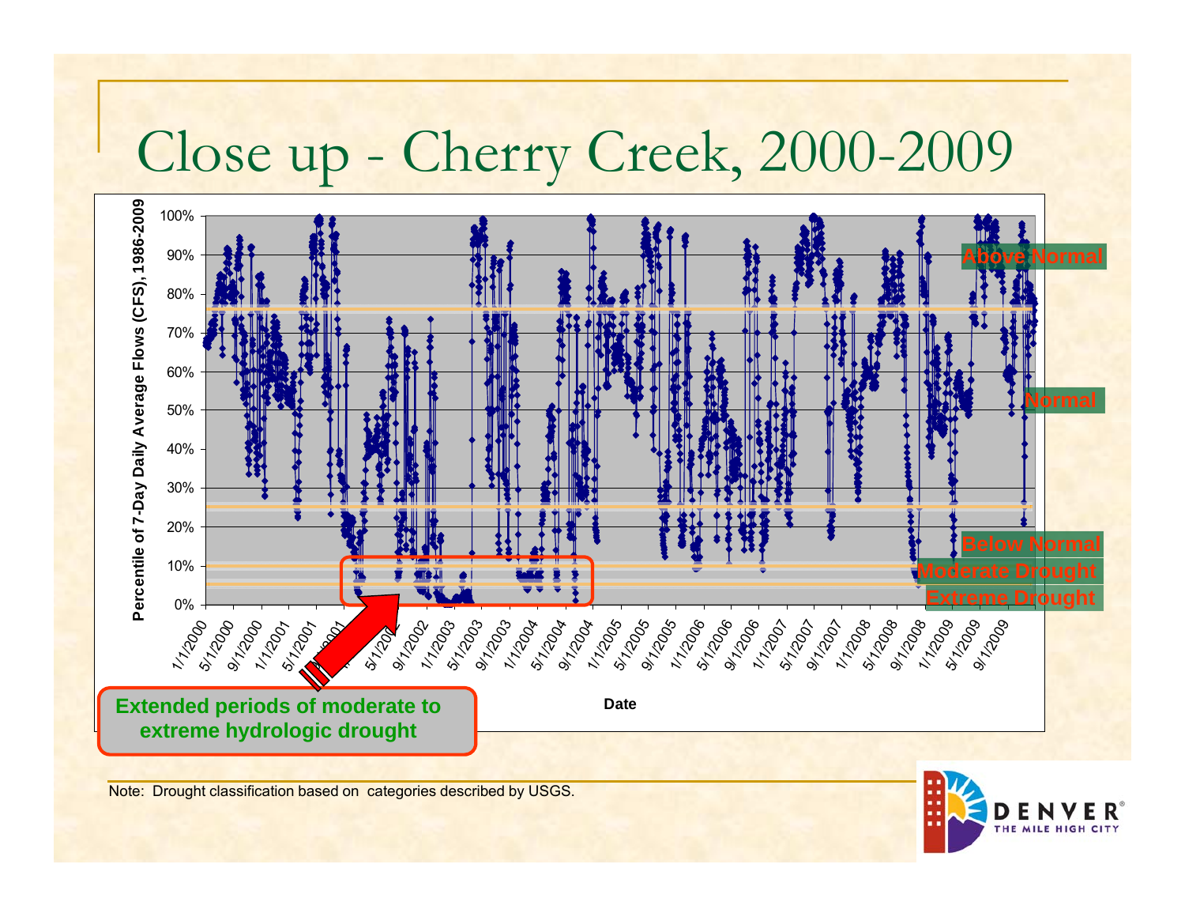# Close up - Cherry Creek, 2000-2009

Percentile of 7-Day Daily Average Flows (CFS), 1986-2009

100%
90%
80%
70%
60%
50%
40%
30%
20%
10%
0%

Above Normal

Normal

Below Normal

Moderate Drought

Extreme Drought

1/1/2000 5/1/2000 9/1/2000 1/1/2001 5/1/2001 9/1/2001 1/1/2002 5/1/2002 9/1/2002 1/1/2003 5/1/2003 9/1/2003 1/1/2004 5/1/2004 9/1/2004 1/1/2005 5/1/2005 9/1/2005 1/1/2006 5/1/2006 9/1/2006 1/1/2007 5/1/2007 9/1/2007 1/1/2008 5/1/2008 9/1/2008 1/1/2009 5/1/2009 9/1/2009

Date

**Extended periods of moderate to extreme hydrologic drought**

Note: Drought classification based on categories described by USGS.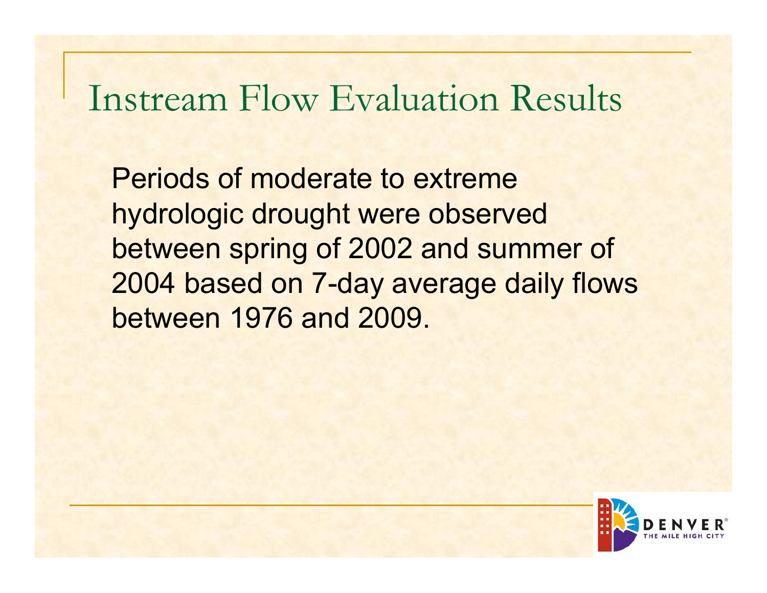# Instream Flow Evaluation Results

Periods of moderate to extreme hydrologic drought were observed between spring of 2002 and summer of 2004 based on 7-day average daily flows between 1976 and 2009.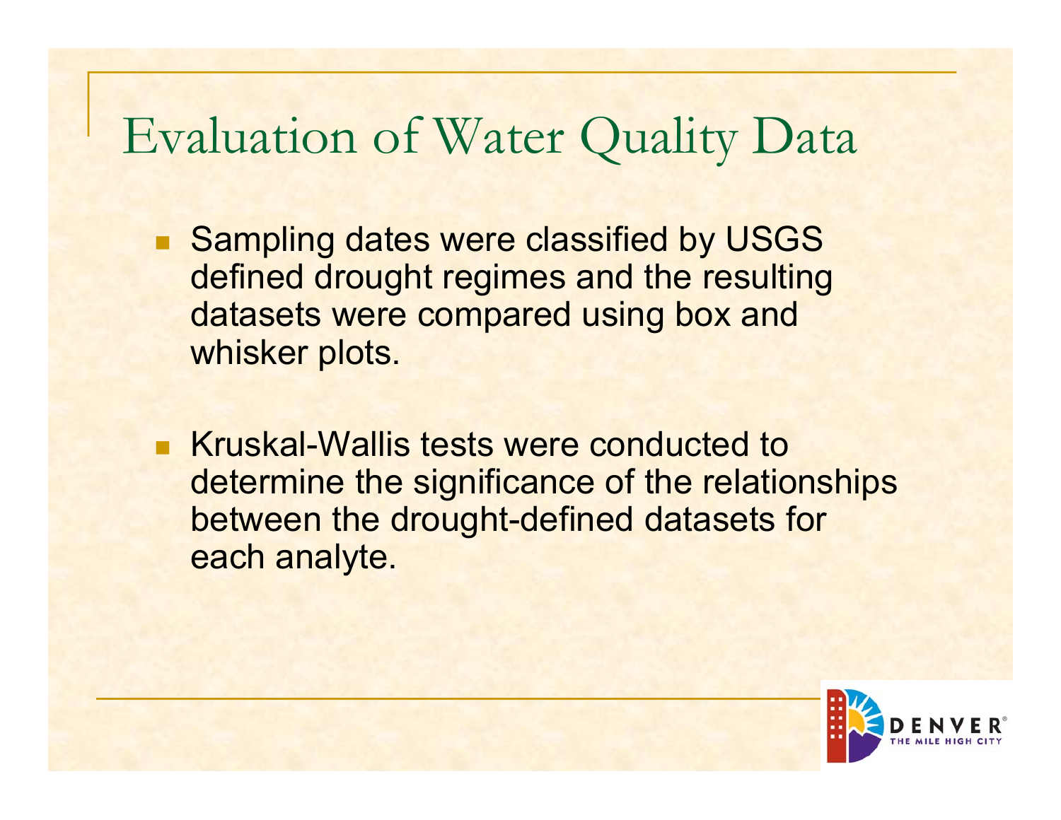# Evaluation of Water Quality Data

- Sampling dates were classified by USGS defined drought regimes and the resulting datasets were compared using box and whisker plots.

- Kruskal-Wallis tests were conducted to determine the significance of the relationships between the drought-defined datasets for each analyte.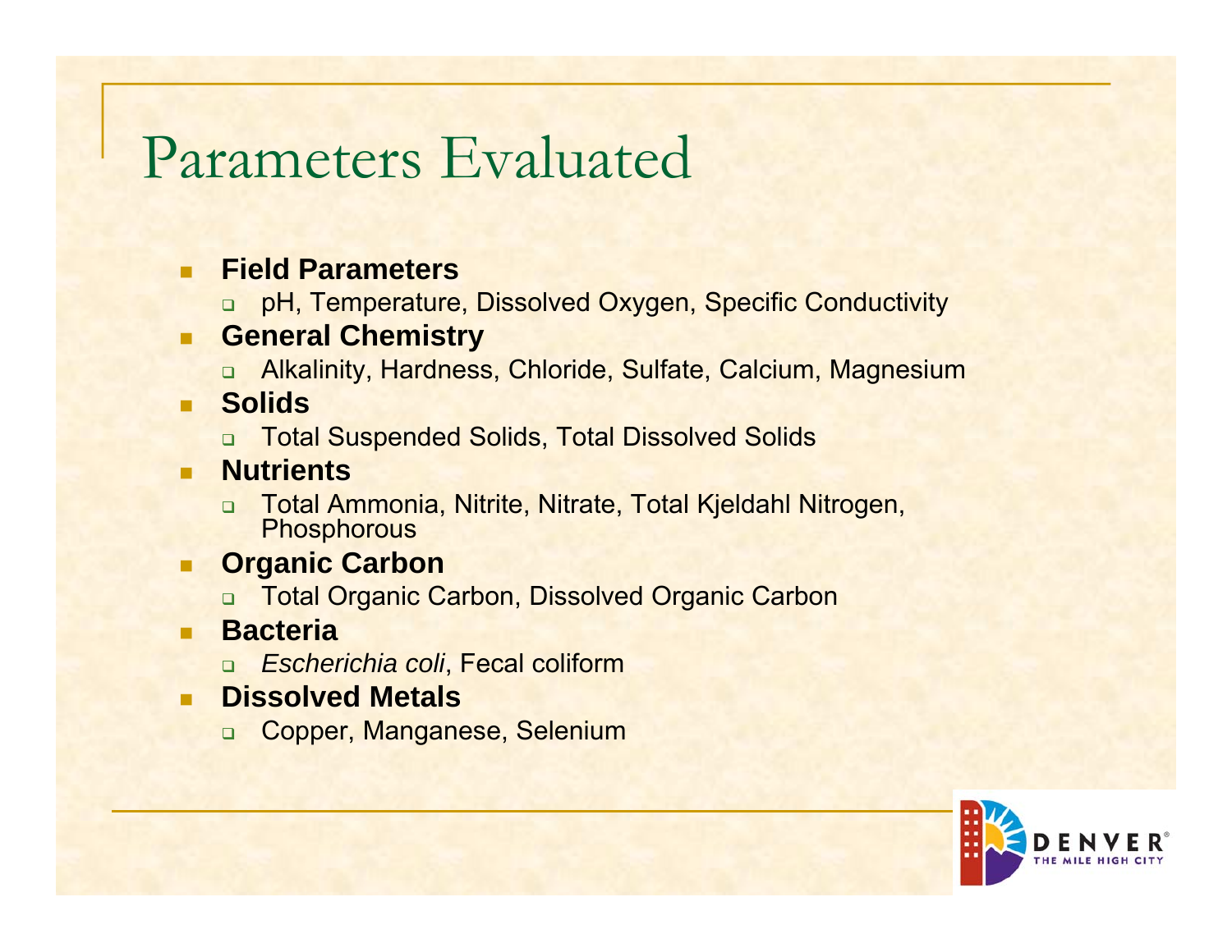# Parameters Evaluated

- **Field Parameters**
  - pH, Temperature, Dissolved Oxygen, Specific Conductivity
- **General Chemistry**
  - Alkalinity, Hardness, Chloride, Sulfate, Calcium, Magnesium
- **Solids**
  - Total Suspended Solids, Total Dissolved Solids
- **Nutrients**
  - Total Ammonia, Nitrite, Nitrate, Total Kjeldahl Nitrogen, Phosphorous
- **Organic Carbon**
  - Total Organic Carbon, Dissolved Organic Carbon
- **Bacteria**
  - *Escherichia coli*, Fecal coliform
- **Dissolved Metals**
  - Copper, Manganese, Selenium

DENVER THE MILE HIGH CITY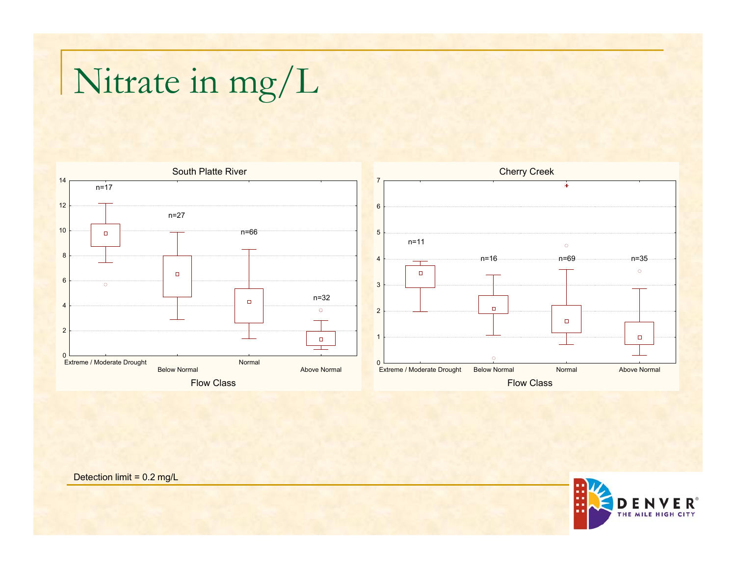# Nitrate in mg/L

**South Platte River**

| Flow Class | n |
|---|---|
| Extreme / Moderate Drought | n=17 |
| Below Normal | n=27 |
| Normal | n=66 |
| Above Normal | n=32 |

**Cherry Creek**

| Flow Class | n |
|---|---|
| Extreme / Moderate Drought | n=11 |
| Below Normal | n=16 |
| Normal | n=69 |
| Above Normal | n=35 |

Detection limit = 0.2 mg/L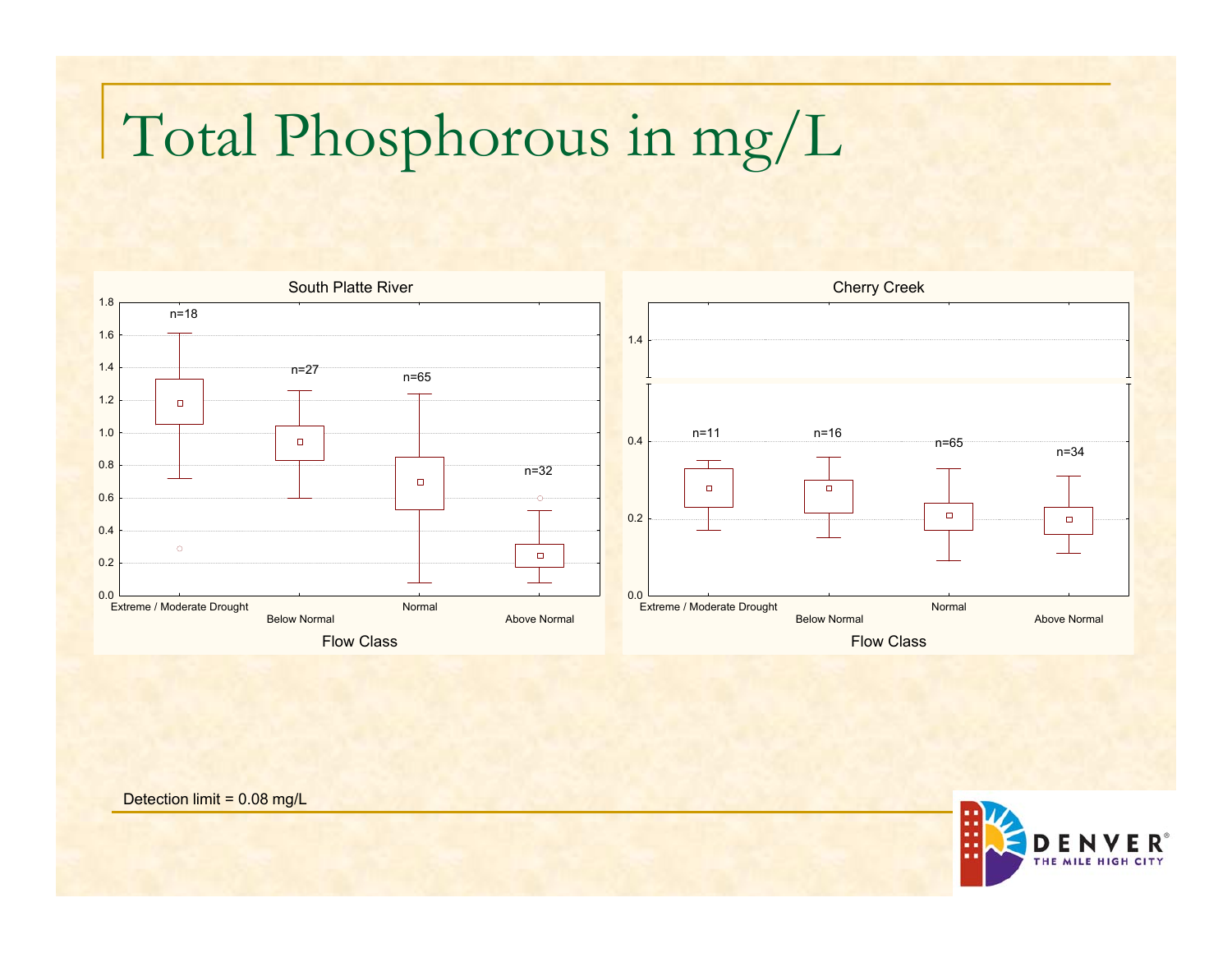# Total Phosphorous in mg/L

South Platte River

Cherry Creek

Detection limit = 0.08 mg/L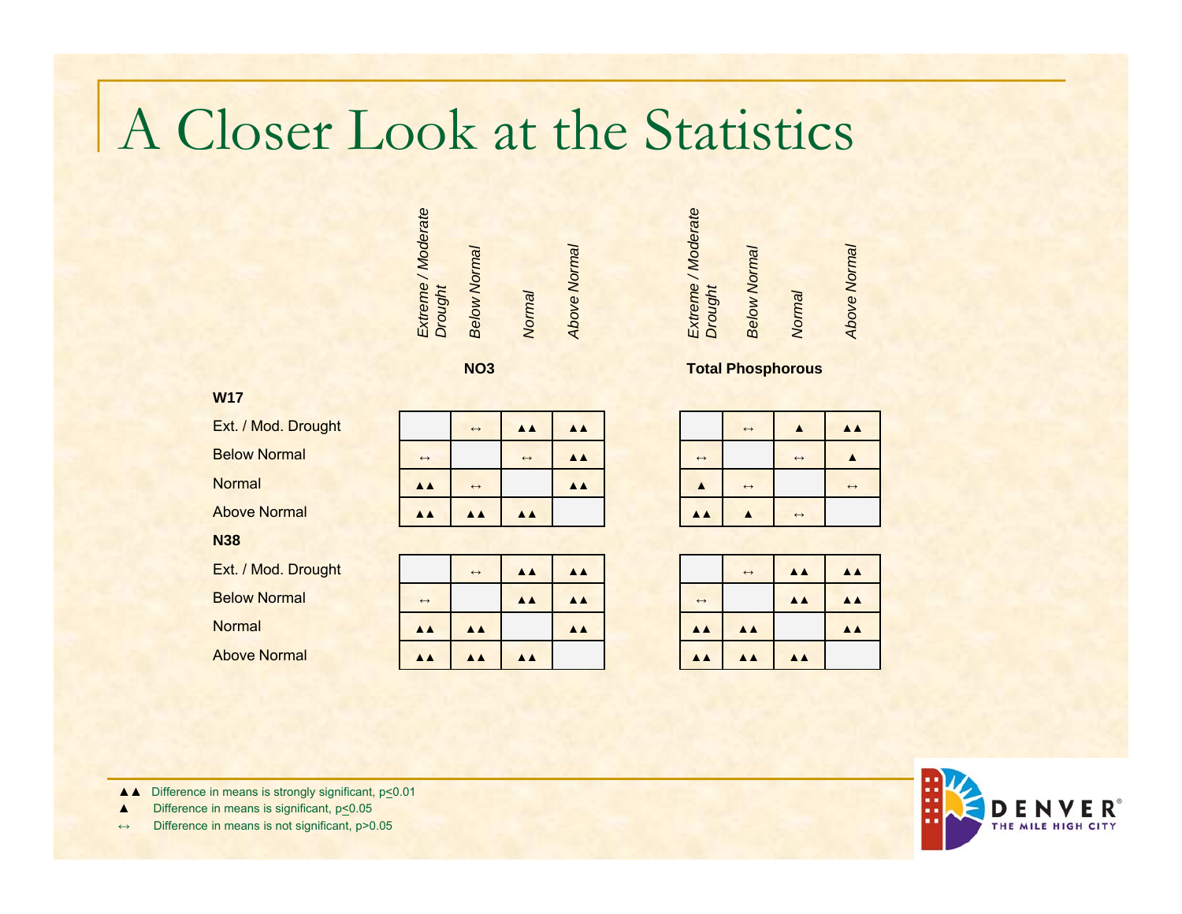# A Closer Look at the Statistics

| | NO3 | | | | Total Phosphorous | | | |
|---|---|---|---|---|---|---|---|---|
| | *Extreme / Moderate Drought* | *Below Normal* | *Normal* | *Above Normal* | *Extreme / Moderate Drought* | *Below Normal* | *Normal* | *Above Normal* |
| **W17** | | | | | | | | |
| Ext. / Mod. Drought | | ↔ | ▲▲ | ▲▲ | | ↔ | ▲ | ▲▲ |
| Below Normal | ↔ | | ↔ | ▲▲ | ↔ | | ↔ | ▲ |
| Normal | ▲▲ | ↔ | | ▲▲ | ▲ | ↔ | | ↔ |
| Above Normal | ▲▲ | ▲▲ | ▲▲ | | ▲▲ | ▲ | ↔ | |
| **N38** | | | | | | | | |
| Ext. / Mod. Drought | | ↔ | ▲▲ | ▲▲ | | ↔ | ▲▲ | ▲▲ |
| Below Normal | ↔ | | ▲▲ | ▲▲ | ↔ | | ▲▲ | ▲▲ |
| Normal | ▲▲ | ▲▲ | | ▲▲ | ▲▲ | ▲▲ | | ▲▲ |
| Above Normal | ▲▲ | ▲▲ | ▲▲ | | ▲▲ | ▲▲ | ▲▲ | |

▲▲ Difference in means is strongly significant, $p \leq 0.01$

▲ Difference in means is significant, $p \leq 0.05$

↔ Difference in means is not significant, $p > 0.05$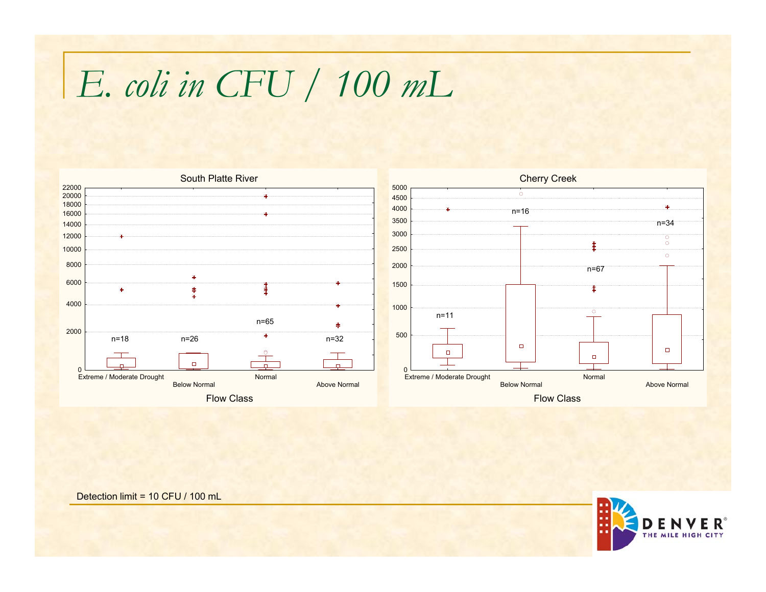# *E. coli in CFU / 100 mL*

South Platte River

| Flow Class | n |
|---|---|
| Extreme / Moderate Drought | n=18 |
| Below Normal | n=26 |
| Normal | n=65 |
| Above Normal | n=32 |

Cherry Creek

| Flow Class | n |
|---|---|
| Extreme / Moderate Drought | n=11 |
| Below Normal | n=16 |
| Normal | n=67 |
| Above Normal | n=34 |

Detection limit = 10 CFU / 100 mL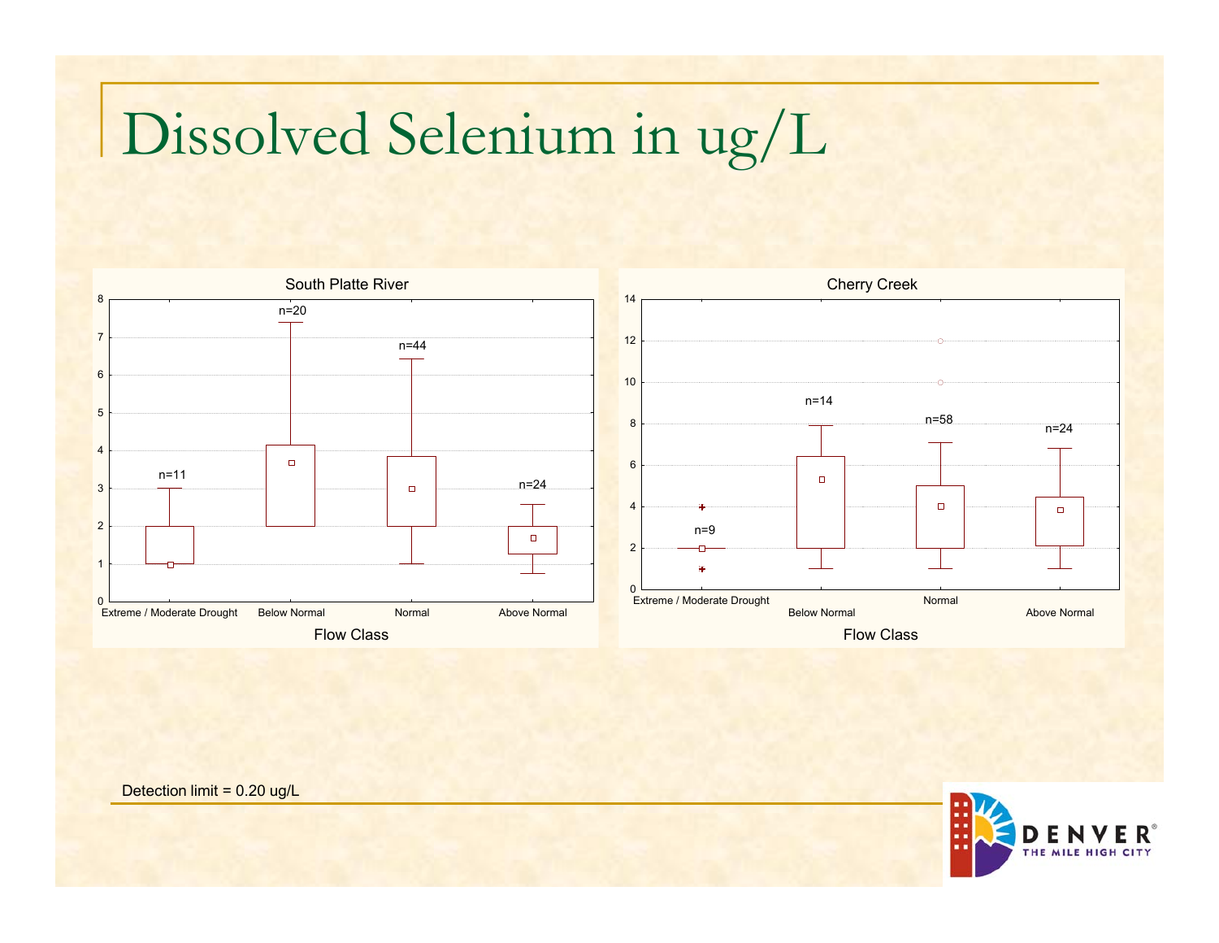# Dissolved Selenium in ug/L

Detection limit = 0.20 ug/L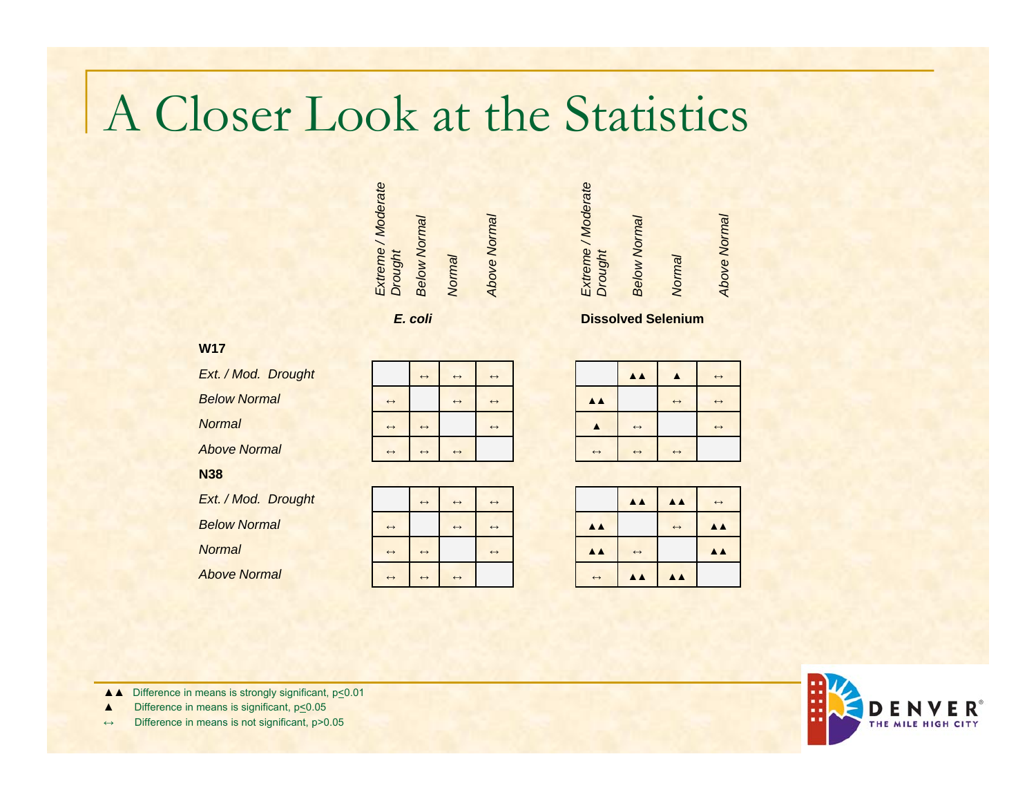# A Closer Look at the Statistics

### W17

| | *E. coli*: Extreme / Moderate Drought | *E. coli*: Below Normal | *E. coli*: Normal | *E. coli*: Above Normal | Dissolved Selenium: Extreme / Moderate Drought | Dissolved Selenium: Below Normal | Dissolved Selenium: Normal | Dissolved Selenium: Above Normal |
|---|---|---|---|---|---|---|---|---|
| *Ext. / Mod. Drought* | | ↔ | ↔ | ↔ | | ▲▲ | ▲ | ↔ |
| *Below Normal* | ↔ | | ↔ | ↔ | ▲▲ | | ↔ | ↔ |
| *Normal* | ↔ | ↔ | | ↔ | ▲ | ↔ | | ↔ |
| *Above Normal* | ↔ | ↔ | ↔ | | ↔ | ↔ | ↔ | |

### N38

| | *E. coli*: Extreme / Moderate Drought | *E. coli*: Below Normal | *E. coli*: Normal | *E. coli*: Above Normal | Dissolved Selenium: Extreme / Moderate Drought | Dissolved Selenium: Below Normal | Dissolved Selenium: Normal | Dissolved Selenium: Above Normal |
|---|---|---|---|---|---|---|---|---|
| *Ext. / Mod. Drought* | | ↔ | ↔ | ↔ | | ▲▲ | ▲▲ | ↔ |
| *Below Normal* | ↔ | | ↔ | ↔ | ▲▲ | | ↔ | ▲▲ |
| *Normal* | ↔ | ↔ | | ↔ | ▲▲ | ↔ | | ▲▲ |
| *Above Normal* | ↔ | ↔ | ↔ | | ↔ | ▲▲ | ▲▲ | |

▲▲ Difference in means is strongly significant, $p \leq 0.01$

▲ Difference in means is significant, $p \leq 0.05$

↔ Difference in means is not significant, $p > 0.05$

DENVER THE MILE HIGH CITY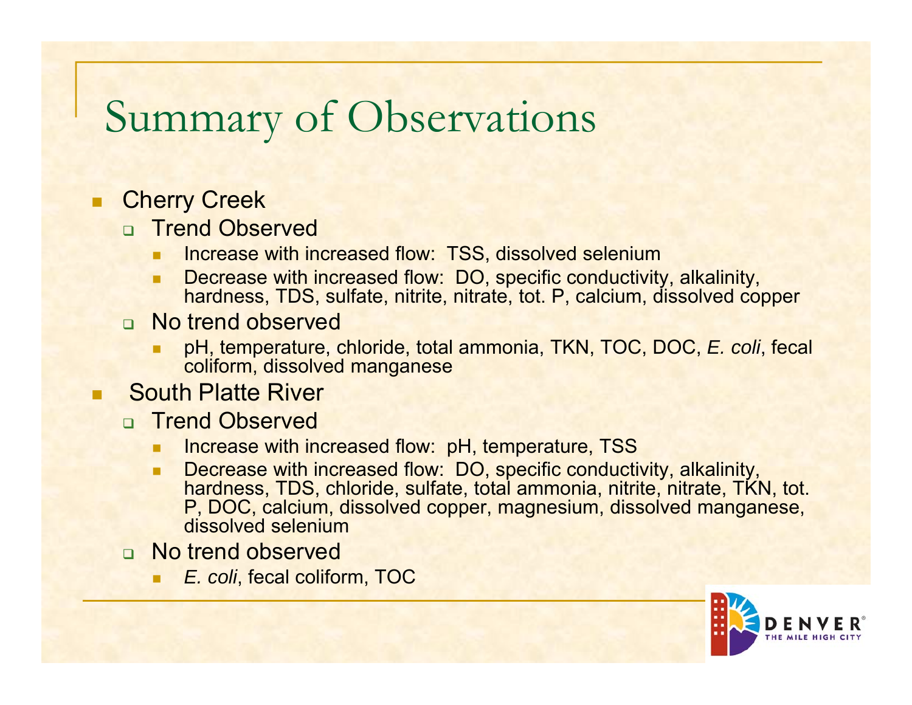# Summary of Observations

- Cherry Creek
  - Trend Observed
    - Increase with increased flow: TSS, dissolved selenium
    - Decrease with increased flow: DO, specific conductivity, alkalinity, hardness, TDS, sulfate, nitrite, nitrate, tot. P, calcium, dissolved copper
  - No trend observed
    - pH, temperature, chloride, total ammonia, TKN, TOC, DOC, *E. coli*, fecal coliform, dissolved manganese
- South Platte River
  - Trend Observed
    - Increase with increased flow: pH, temperature, TSS
    - Decrease with increased flow: DO, specific conductivity, alkalinity, hardness, TDS, chloride, sulfate, total ammonia, nitrite, nitrate, TKN, tot. P, DOC, calcium, dissolved copper, magnesium, dissolved manganese, dissolved selenium
  - No trend observed
    - *E. coli*, fecal coliform, TOC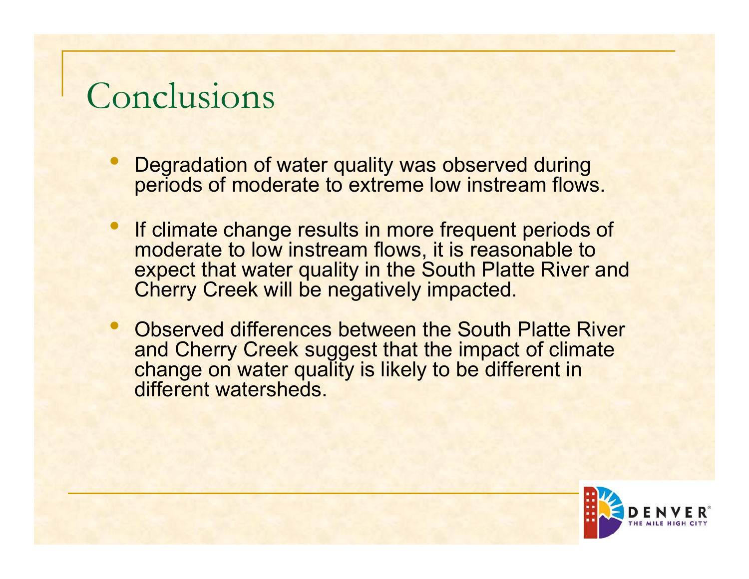# Conclusions

- Degradation of water quality was observed during periods of moderate to extreme low instream flows.
- If climate change results in more frequent periods of moderate to low instream flows, it is reasonable to expect that water quality in the South Platte River and Cherry Creek will be negatively impacted.
- Observed differences between the South Platte River and Cherry Creek suggest that the impact of climate change on water quality is likely to be different in different watersheds.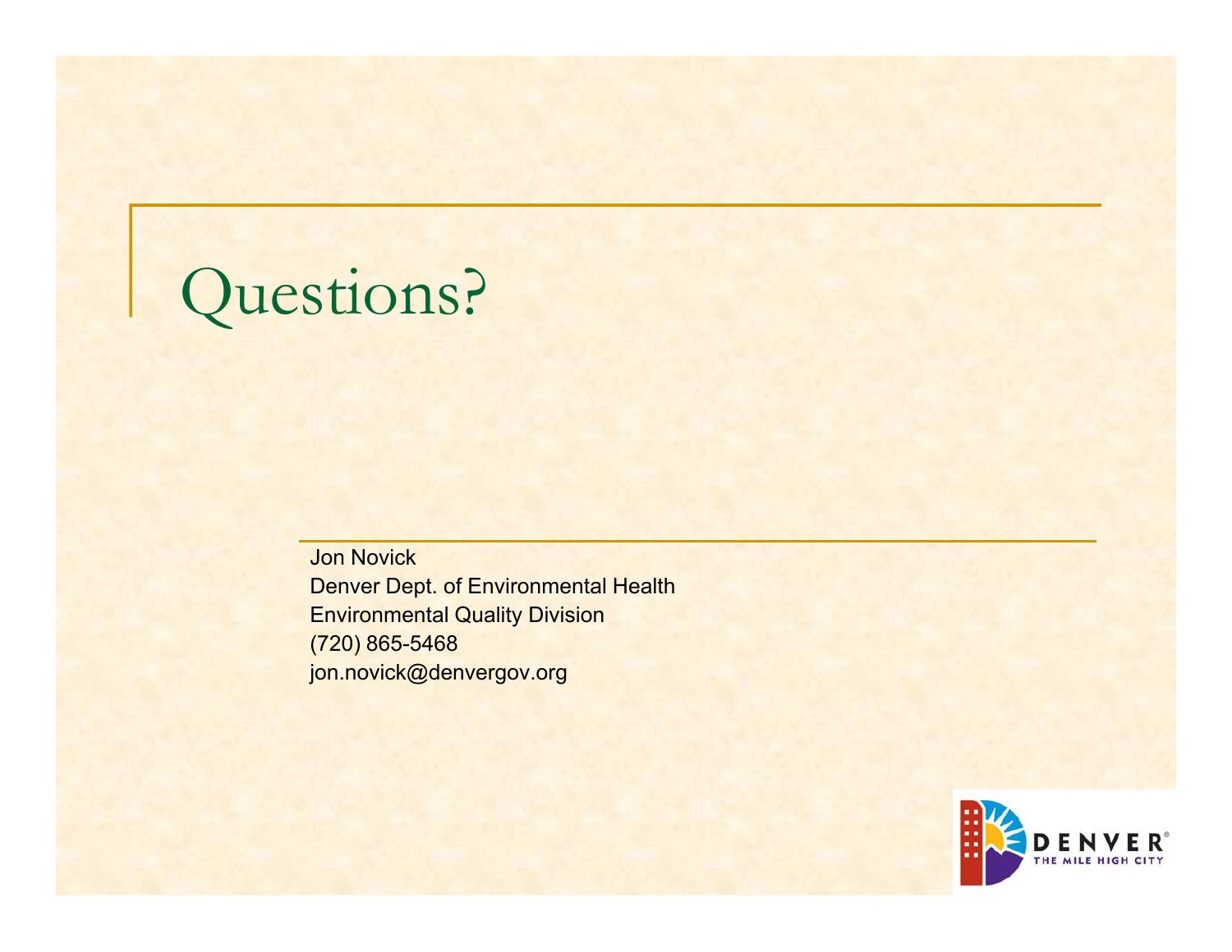# Questions?

Jon Novick
Denver Dept. of Environmental Health
Environmental Quality Division
(720) 865-5468
jon.novick@denvergov.org